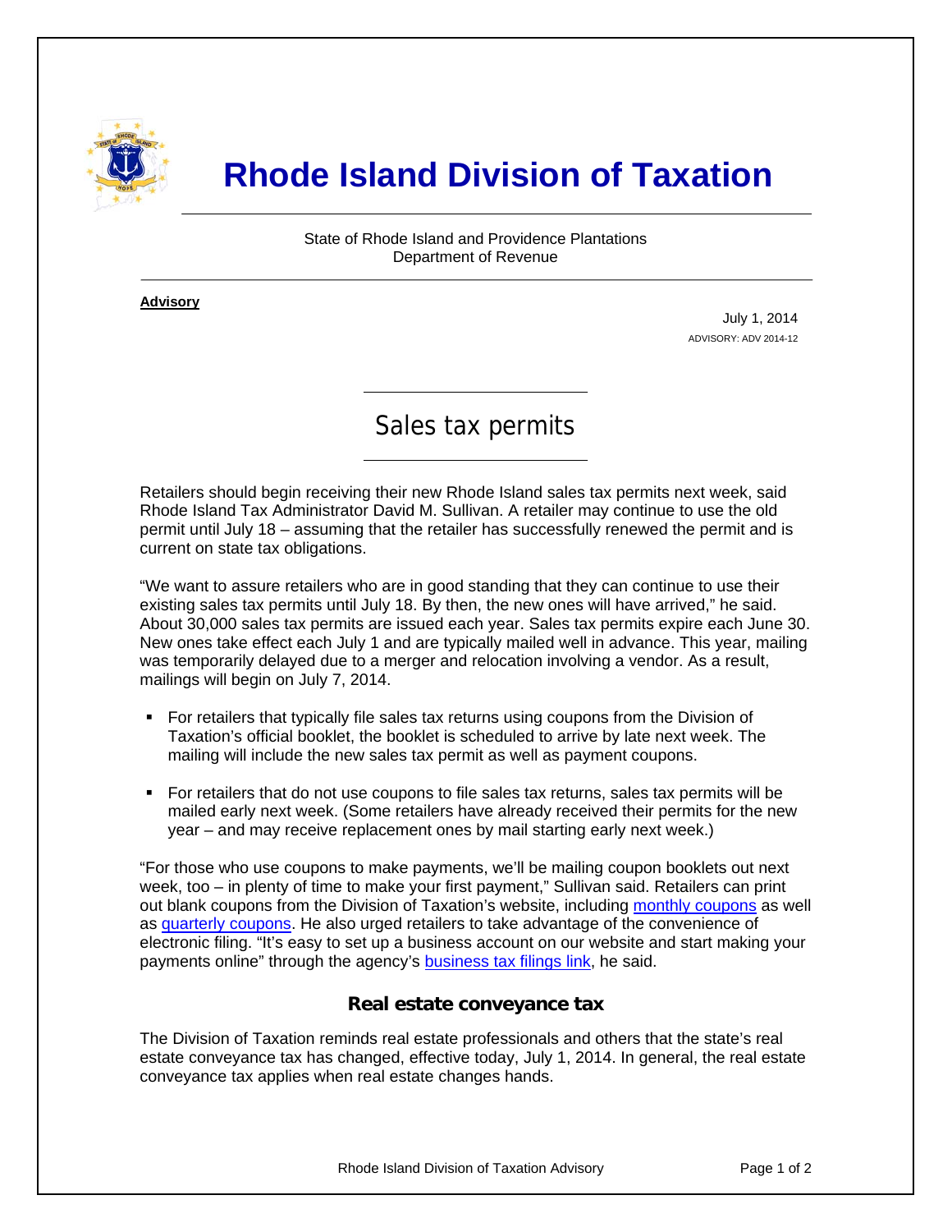# Rhode Island Division of Taxation

State of Rhode Island and Providence Plantations
Department of Revenue

**Advisory**

July 1, 2014
ADVISORY: ADV 2014-12

## Sales tax permits

Retailers should begin receiving their new Rhode Island sales tax permits next week, said Rhode Island Tax Administrator David M. Sullivan. A retailer may continue to use the old permit until July 18 – assuming that the retailer has successfully renewed the permit and is current on state tax obligations.

"We want to assure retailers who are in good standing that they can continue to use their existing sales tax permits until July 18. By then, the new ones will have arrived," he said. About 30,000 sales tax permits are issued each year. Sales tax permits expire each June 30. New ones take effect each July 1 and are typically mailed well in advance. This year, mailing was temporarily delayed due to a merger and relocation involving a vendor. As a result, mailings will begin on July 7, 2014.

- For retailers that typically file sales tax returns using coupons from the Division of Taxation's official booklet, the booklet is scheduled to arrive by late next week. The mailing will include the new sales tax permit as well as payment coupons.

- For retailers that do not use coupons to file sales tax returns, sales tax permits will be mailed early next week. (Some retailers have already received their permits for the new year – and may receive replacement ones by mail starting early next week.)

"For those who use coupons to make payments, we'll be mailing coupon booklets out next week, too – in plenty of time to make your first payment," Sullivan said. Retailers can print out blank coupons from the Division of Taxation's website, including monthly coupons as well as quarterly coupons. He also urged retailers to take advantage of the convenience of electronic filing. "It's easy to set up a business account on our website and start making your payments online" through the agency's business tax filings link, he said.

### Real estate conveyance tax

The Division of Taxation reminds real estate professionals and others that the state's real estate conveyance tax has changed, effective today, July 1, 2014. In general, the real estate conveyance tax applies when real estate changes hands.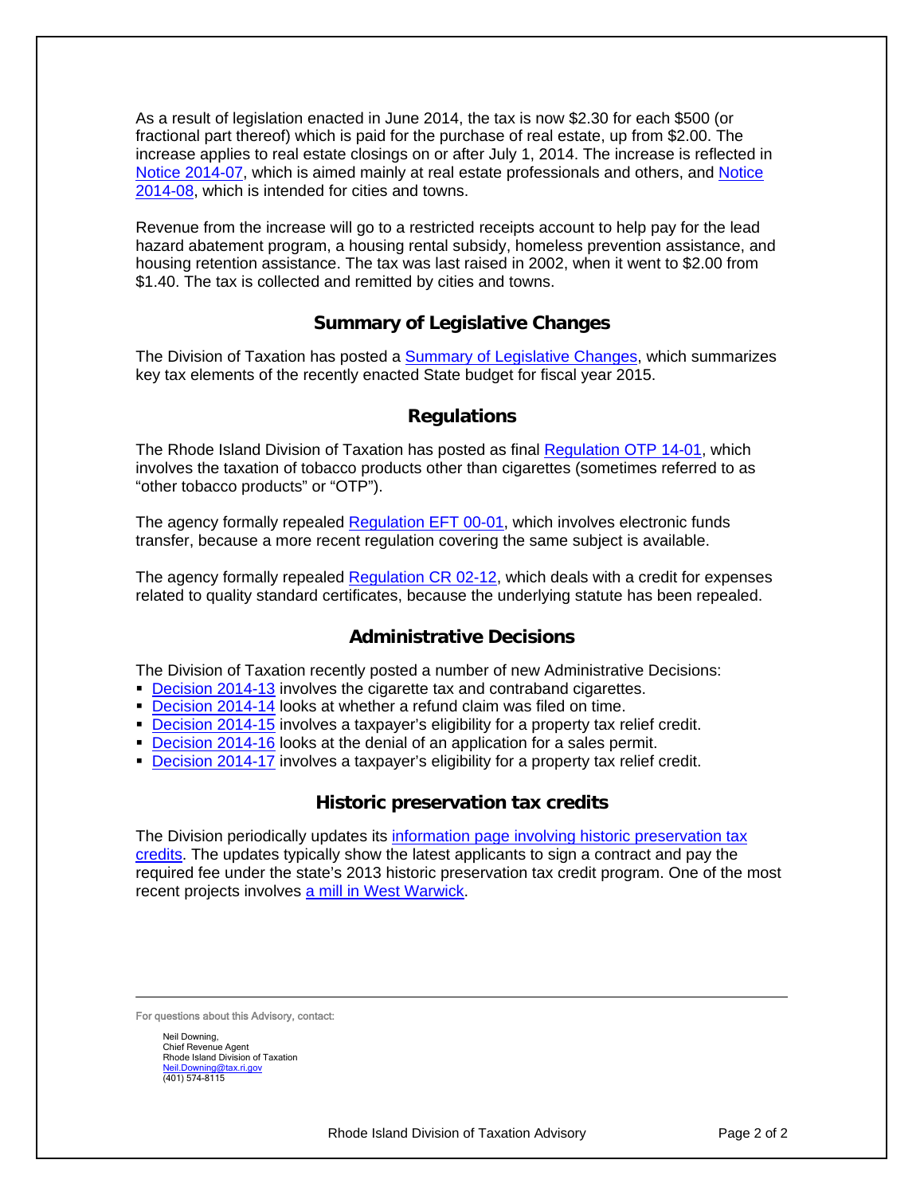As a result of legislation enacted in June 2014, the tax is now $2.30 for each $500 (or fractional part thereof) which is paid for the purchase of real estate, up from $2.00. The increase applies to real estate closings on or after July 1, 2014. The increase is reflected in Notice 2014-07, which is aimed mainly at real estate professionals and others, and Notice 2014-08, which is intended for cities and towns.

Revenue from the increase will go to a restricted receipts account to help pay for the lead hazard abatement program, a housing rental subsidy, homeless prevention assistance, and housing retention assistance. The tax was last raised in 2002, when it went to $2.00 from $1.40. The tax is collected and remitted by cities and towns.

## Summary of Legislative Changes

The Division of Taxation has posted a Summary of Legislative Changes, which summarizes key tax elements of the recently enacted State budget for fiscal year 2015.

## Regulations

The Rhode Island Division of Taxation has posted as final Regulation OTP 14-01, which involves the taxation of tobacco products other than cigarettes (sometimes referred to as "other tobacco products" or "OTP").

The agency formally repealed Regulation EFT 00-01, which involves electronic funds transfer, because a more recent regulation covering the same subject is available.

The agency formally repealed Regulation CR 02-12, which deals with a credit for expenses related to quality standard certificates, because the underlying statute has been repealed.

## Administrative Decisions

The Division of Taxation recently posted a number of new Administrative Decisions:

- Decision 2014-13 involves the cigarette tax and contraband cigarettes.
- Decision 2014-14 looks at whether a refund claim was filed on time.
- Decision 2014-15 involves a taxpayer's eligibility for a property tax relief credit.
- Decision 2014-16 looks at the denial of an application for a sales permit.
- Decision 2014-17 involves a taxpayer's eligibility for a property tax relief credit.

## Historic preservation tax credits

The Division periodically updates its information page involving historic preservation tax credits. The updates typically show the latest applicants to sign a contract and pay the required fee under the state's 2013 historic preservation tax credit program. One of the most recent projects involves a mill in West Warwick.

---

For questions about this Advisory, contact:

Neil Downing,
Chief Revenue Agent
Rhode Island Division of Taxation
Neil.Downing@tax.ri.gov
(401) 574-8115